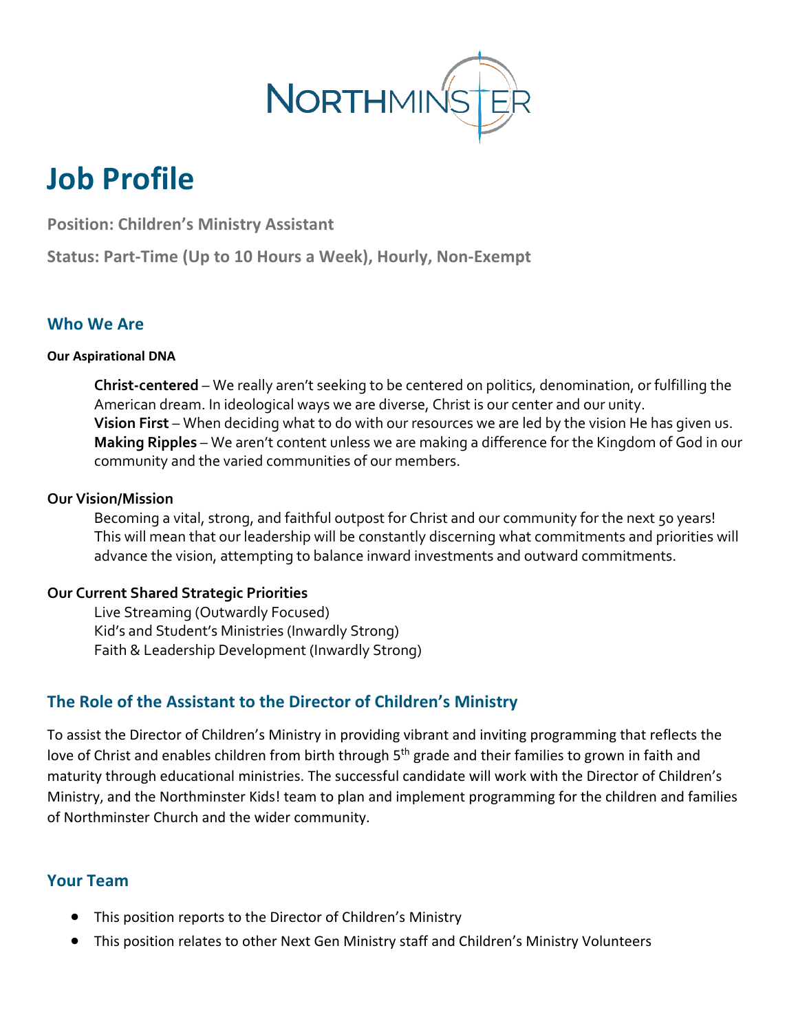NORTHMINSTER

# Job Profile

**Position: Children's Ministry Assistant**

**Status: Part-Time (Up to 10 Hours a Week), Hourly, Non-Exempt**

## Who We Are

#### Our Aspirational DNA

**Christ-centered** – We really aren't seeking to be centered on politics, denomination, or fulfilling the American dream. In ideological ways we are diverse, Christ is our center and our unity.
**Vision First** – When deciding what to do with our resources we are led by the vision He has given us.
**Making Ripples** – We aren't content unless we are making a difference for the Kingdom of God in our community and the varied communities of our members.

### Our Vision/Mission

Becoming a vital, strong, and faithful outpost for Christ and our community for the next 50 years! This will mean that our leadership will be constantly discerning what commitments and priorities will advance the vision, attempting to balance inward investments and outward commitments.

### Our Current Shared Strategic Priorities

Live Streaming (Outwardly Focused)
Kid's and Student's Ministries (Inwardly Strong)
Faith & Leadership Development (Inwardly Strong)

## The Role of the Assistant to the Director of Children's Ministry

To assist the Director of Children's Ministry in providing vibrant and inviting programming that reflects the love of Christ and enables children from birth through 5th grade and their families to grown in faith and maturity through educational ministries. The successful candidate will work with the Director of Children's Ministry, and the Northminster Kids! team to plan and implement programming for the children and families of Northminster Church and the wider community.

## Your Team

- This position reports to the Director of Children's Ministry
- This position relates to other Next Gen Ministry staff and Children's Ministry Volunteers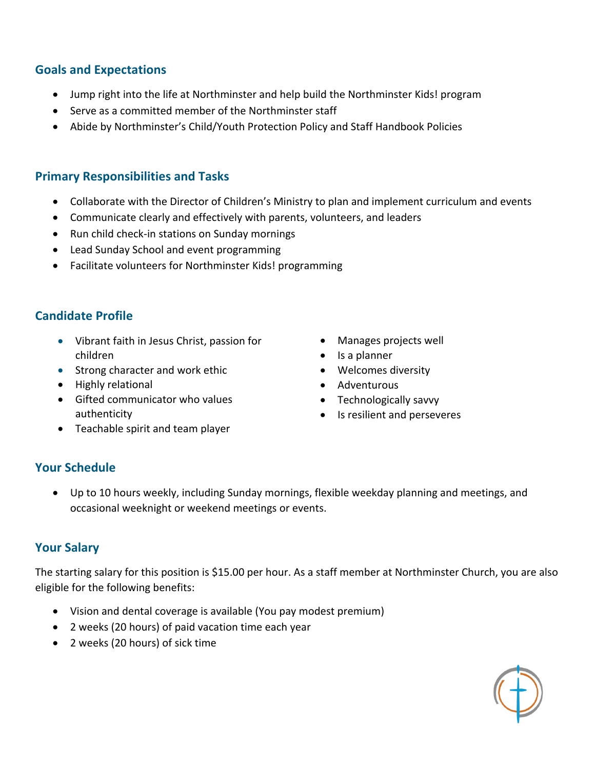## Goals and Expectations

- Jump right into the life at Northminster and help build the Northminster Kids! program
- Serve as a committed member of the Northminster staff
- Abide by Northminster's Child/Youth Protection Policy and Staff Handbook Policies

## Primary Responsibilities and Tasks

- Collaborate with the Director of Children's Ministry to plan and implement curriculum and events
- Communicate clearly and effectively with parents, volunteers, and leaders
- Run child check-in stations on Sunday mornings
- Lead Sunday School and event programming
- Facilitate volunteers for Northminster Kids! programming

## Candidate Profile

- Vibrant faith in Jesus Christ, passion for children
- Strong character and work ethic
- Highly relational
- Gifted communicator who values authenticity
- Teachable spirit and team player
- Manages projects well
- Is a planner
- Welcomes diversity
- Adventurous
- Technologically savvy
- Is resilient and perseveres

## Your Schedule

- Up to 10 hours weekly, including Sunday mornings, flexible weekday planning and meetings, and occasional weeknight or weekend meetings or events.

## Your Salary

The starting salary for this position is $15.00 per hour. As a staff member at Northminster Church, you are also eligible for the following benefits:

- Vision and dental coverage is available (You pay modest premium)
- 2 weeks (20 hours) of paid vacation time each year
- 2 weeks (20 hours) of sick time